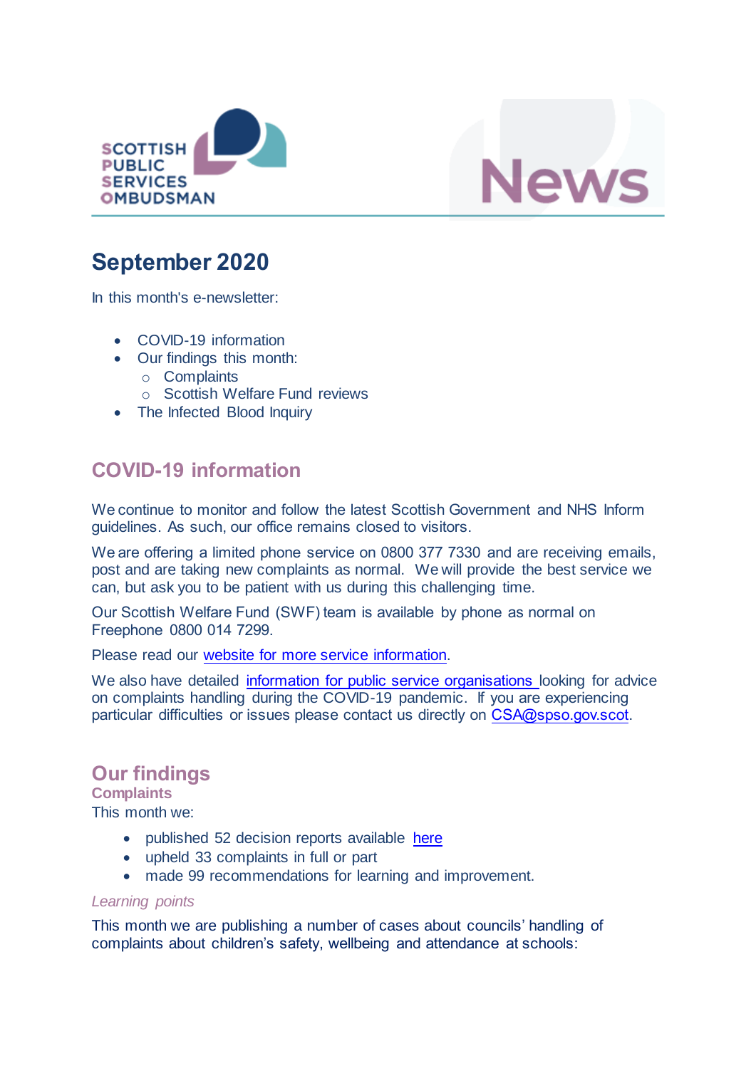SCOTTISH PUBLIC SERVICES OMBUDSMAN

News

# September 2020

In this month's e-newsletter:

- COVID-19 information
- Our findings this month:
  - Complaints
  - Scottish Welfare Fund reviews
- The Infected Blood Inquiry

## COVID-19 information

We continue to monitor and follow the latest Scottish Government and NHS Inform guidelines. As such, our office remains closed to visitors.

We are offering a limited phone service on 0800 377 7330 and are receiving emails, post and are taking new complaints as normal. We will provide the best service we can, but ask you to be patient with us during this challenging time.

Our Scottish Welfare Fund (SWF) team is available by phone as normal on Freephone 0800 014 7299.

Please read our website for more service information.

We also have detailed information for public service organisations looking for advice on complaints handling during the COVID-19 pandemic. If you are experiencing particular difficulties or issues please contact us directly on CSA@spso.gov.scot.

## Our findings

### Complaints

This month we:

- published 52 decision reports available here
- upheld 33 complaints in full or part
- made 99 recommendations for learning and improvement.

*Learning points*

This month we are publishing a number of cases about councils' handling of complaints about children's safety, wellbeing and attendance at schools: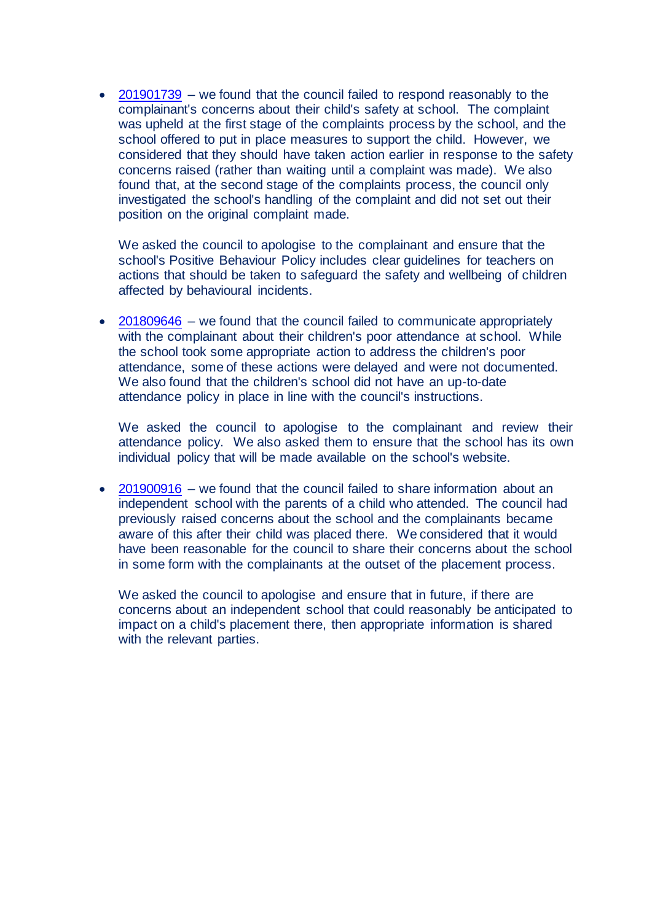- 201901739 – we found that the council failed to respond reasonably to the complainant's concerns about their child's safety at school. The complaint was upheld at the first stage of the complaints process by the school, and the school offered to put in place measures to support the child. However, we considered that they should have taken action earlier in response to the safety concerns raised (rather than waiting until a complaint was made). We also found that, at the second stage of the complaints process, the council only investigated the school's handling of the complaint and did not set out their position on the original complaint made.

  We asked the council to apologise to the complainant and ensure that the school's Positive Behaviour Policy includes clear guidelines for teachers on actions that should be taken to safeguard the safety and wellbeing of children affected by behavioural incidents.

- 201809646 – we found that the council failed to communicate appropriately with the complainant about their children's poor attendance at school. While the school took some appropriate action to address the children's poor attendance, some of these actions were delayed and were not documented. We also found that the children's school did not have an up-to-date attendance policy in place in line with the council's instructions.

  We asked the council to apologise to the complainant and review their attendance policy. We also asked them to ensure that the school has its own individual policy that will be made available on the school's website.

- 201900916 – we found that the council failed to share information about an independent school with the parents of a child who attended. The council had previously raised concerns about the school and the complainants became aware of this after their child was placed there. We considered that it would have been reasonable for the council to share their concerns about the school in some form with the complainants at the outset of the placement process.

  We asked the council to apologise and ensure that in future, if there are concerns about an independent school that could reasonably be anticipated to impact on a child's placement there, then appropriate information is shared with the relevant parties.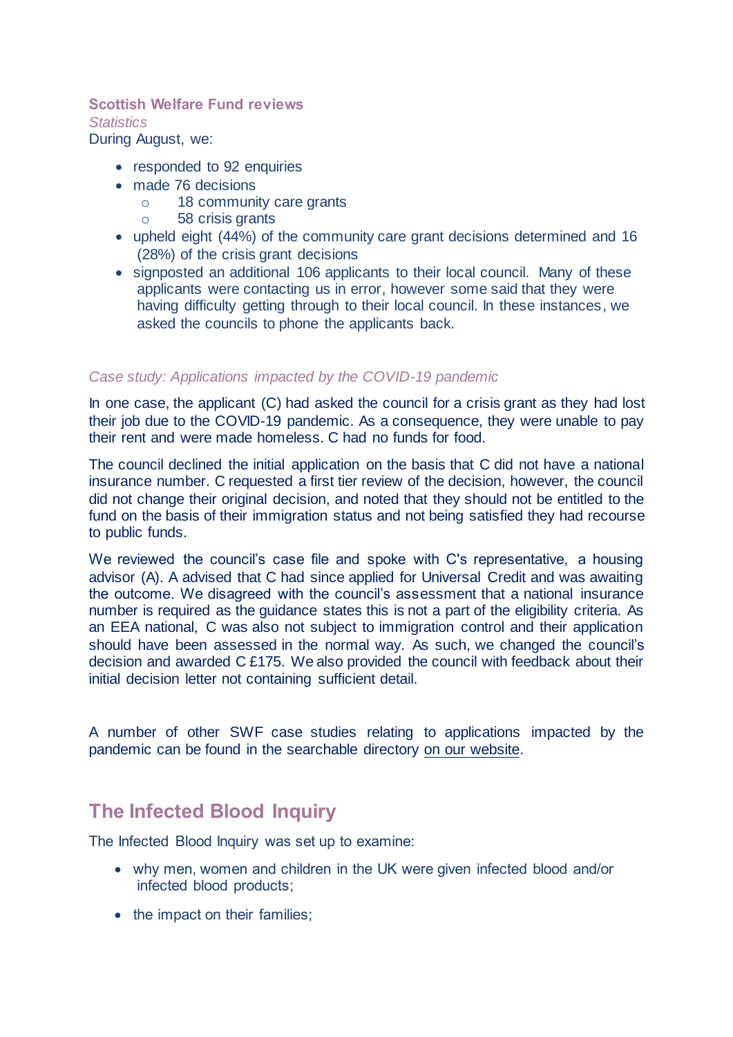### Scottish Welfare Fund reviews

*Statistics*

During August, we:

- responded to 92 enquiries
- made 76 decisions
  - 18 community care grants
  - 58 crisis grants
- upheld eight (44%) of the community care grant decisions determined and 16 (28%) of the crisis grant decisions
- signposted an additional 106 applicants to their local council. Many of these applicants were contacting us in error, however some said that they were having difficulty getting through to their local council. In these instances, we asked the councils to phone the applicants back.

*Case study: Applications impacted by the COVID-19 pandemic*

In one case, the applicant (C) had asked the council for a crisis grant as they had lost their job due to the COVID-19 pandemic. As a consequence, they were unable to pay their rent and were made homeless. C had no funds for food.

The council declined the initial application on the basis that C did not have a national insurance number. C requested a first tier review of the decision, however, the council did not change their original decision, and noted that they should not be entitled to the fund on the basis of their immigration status and not being satisfied they had recourse to public funds.

We reviewed the council's case file and spoke with C's representative, a housing advisor (A). A advised that C had since applied for Universal Credit and was awaiting the outcome. We disagreed with the council's assessment that a national insurance number is required as the guidance states this is not a part of the eligibility criteria. As an EEA national, C was also not subject to immigration control and their application should have been assessed in the normal way. As such, we changed the council's decision and awarded C £175. We also provided the council with feedback about their initial decision letter not containing sufficient detail.

A number of other SWF case studies relating to applications impacted by the pandemic can be found in the searchable directory on our website.

## The Infected Blood Inquiry

The Infected Blood Inquiry was set up to examine:

- why men, women and children in the UK were given infected blood and/or infected blood products;
- the impact on their families;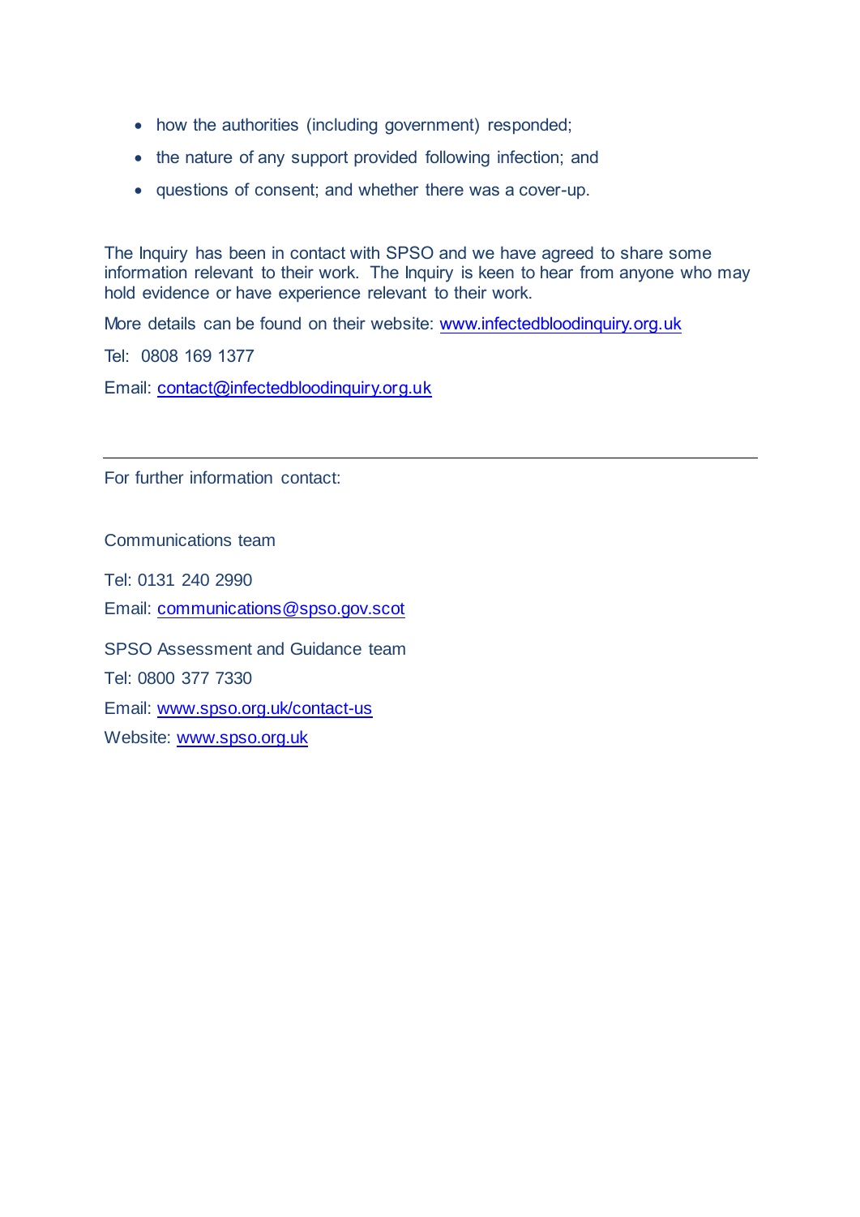- how the authorities (including government) responded;
- the nature of any support provided following infection; and
- questions of consent; and whether there was a cover-up.

The Inquiry has been in contact with SPSO and we have agreed to share some information relevant to their work. The Inquiry is keen to hear from anyone who may hold evidence or have experience relevant to their work.

More details can be found on their website: www.infectedbloodinquiry.org.uk

Tel: 0808 169 1377

Email: contact@infectedbloodinquiry.org.uk

---

For further information contact:

Communications team

Tel: 0131 240 2990

Email: communications@spso.gov.scot

SPSO Assessment and Guidance team

Tel: 0800 377 7330

Email: www.spso.org.uk/contact-us

Website: www.spso.org.uk